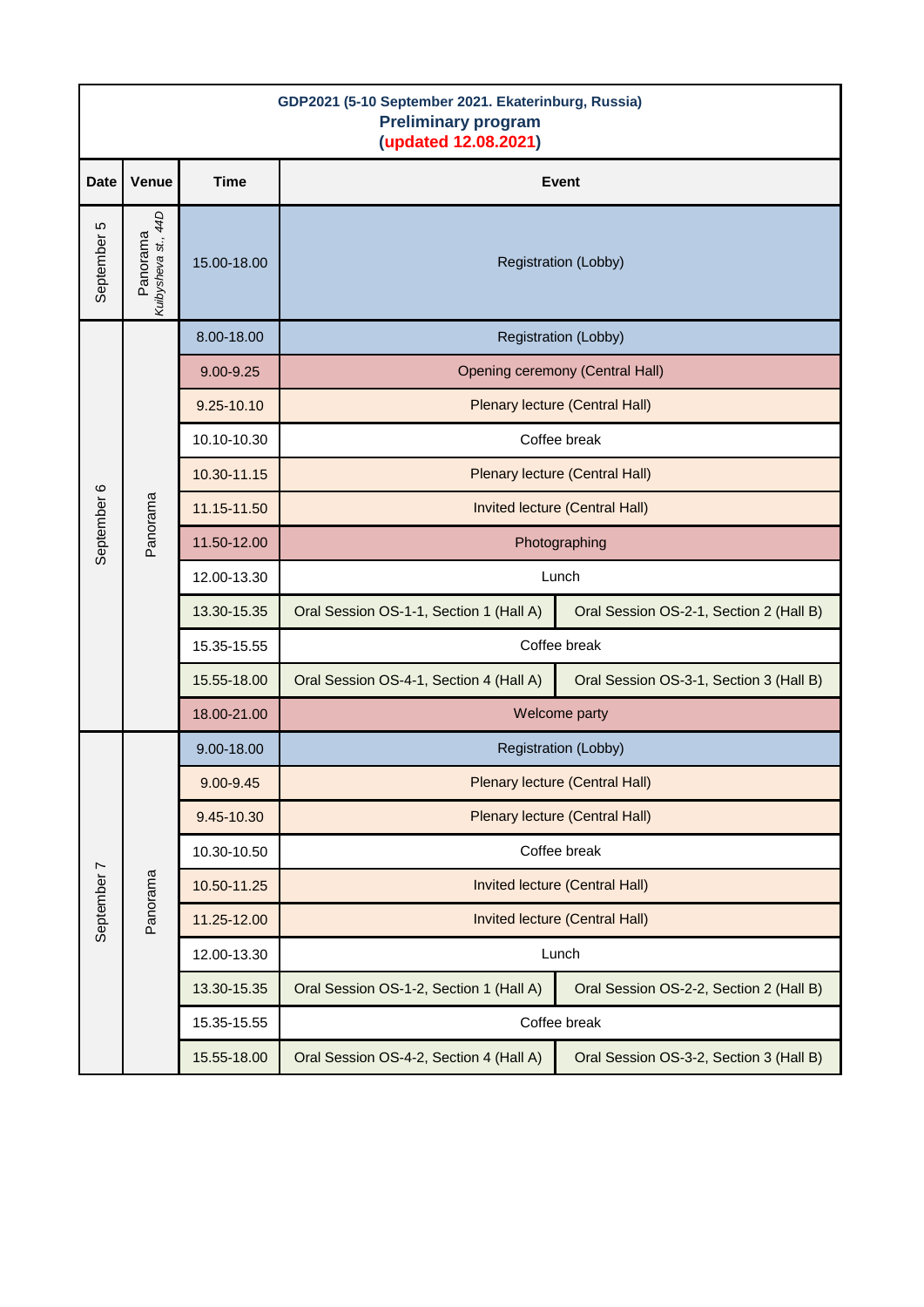**GDP2021 (5-10 September 2021. Ekaterinburg, Russia)**

**Preliminary program**

**(updated 12.08.2021)**

| Date | Venue | Time | Event | |
|---|---|---|---|---|
| September 5 | Panorama *Kuibysheva st., 44D* | 15.00-18.00 | Registration (Lobby) | |
| September 6 | Panorama | 8.00-18.00 | Registration (Lobby) | |
| | | 9.00-9.25 | Opening ceremony (Central Hall) | |
| | | 9.25-10.10 | Plenary lecture (Central Hall) | |
| | | 10.10-10.30 | Coffee break | |
| | | 10.30-11.15 | Plenary lecture (Central Hall) | |
| | | 11.15-11.50 | Invited lecture (Central Hall) | |
| | | 11.50-12.00 | Photographing | |
| | | 12.00-13.30 | Lunch | |
| | | 13.30-15.35 | Oral Session OS-1-1, Section 1 (Hall A) | Oral Session OS-2-1, Section 2 (Hall B) |
| | | 15.35-15.55 | Coffee break | |
| | | 15.55-18.00 | Oral Session OS-4-1, Section 4 (Hall A) | Oral Session OS-3-1, Section 3 (Hall B) |
| | | 18.00-21.00 | Welcome party | |
| September 7 | Panorama | 9.00-18.00 | Registration (Lobby) | |
| | | 9.00-9.45 | Plenary lecture (Central Hall) | |
| | | 9.45-10.30 | Plenary lecture (Central Hall) | |
| | | 10.30-10.50 | Coffee break | |
| | | 10.50-11.25 | Invited lecture (Central Hall) | |
| | | 11.25-12.00 | Invited lecture (Central Hall) | |
| | | 12.00-13.30 | Lunch | |
| | | 13.30-15.35 | Oral Session OS-1-2, Section 1 (Hall A) | Oral Session OS-2-2, Section 2 (Hall B) |
| | | 15.35-15.55 | Coffee break | |
| | | 15.55-18.00 | Oral Session OS-4-2, Section 4 (Hall A) | Oral Session OS-3-2, Section 3 (Hall B) |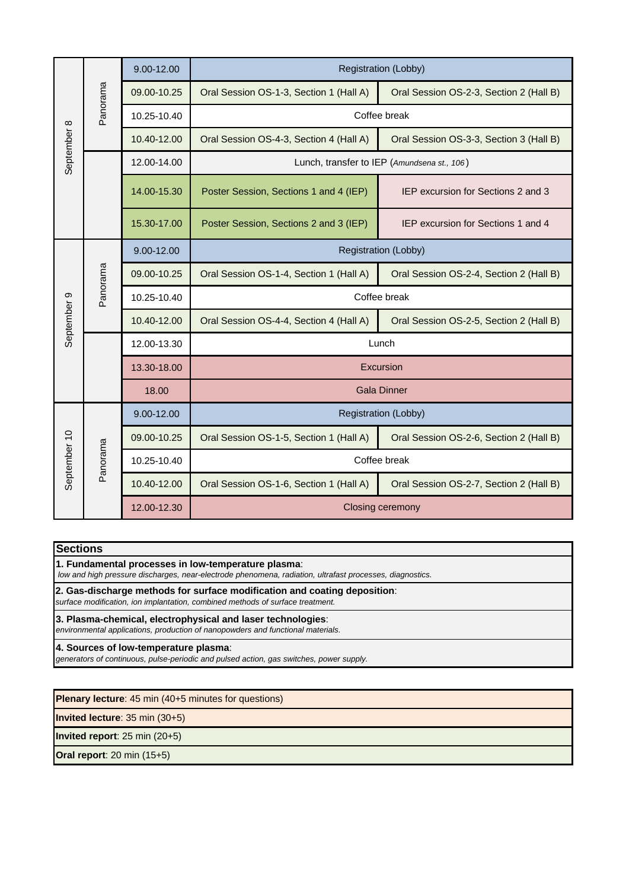| | | | | |
|---|---|---|---|---|
| September 8 | Panorama | 9.00-12.00 | Registration (Lobby) | |
| | | 09.00-10.25 | Oral Session OS-1-3, Section 1 (Hall A) | Oral Session OS-2-3, Section 2 (Hall B) |
| | | 10.25-10.40 | Coffee break | |
| | | 10.40-12.00 | Oral Session OS-4-3, Section 4 (Hall A) | Oral Session OS-3-3, Section 3 (Hall B) |
| | | 12.00-14.00 | Lunch, transfer to IEP (*Amundsena st., 106*) | |
| | | 14.00-15.30 | Poster Session, Sections 1 and 4 (IEP) | IEP excursion for Sections 2 and 3 |
| | | 15.30-17.00 | Poster Session, Sections 2 and 3 (IEP) | IEP excursion for Sections 1 and 4 |
| September 9 | Panorama | 9.00-12.00 | Registration (Lobby) | |
| | | 09.00-10.25 | Oral Session OS-1-4, Section 1 (Hall A) | Oral Session OS-2-4, Section 2 (Hall B) |
| | | 10.25-10.40 | Coffee break | |
| | | 10.40-12.00 | Oral Session OS-4-4, Section 4 (Hall A) | Oral Session OS-2-5, Section 2 (Hall B) |
| | | 12.00-13.30 | Lunch | |
| | | 13.30-18.00 | Excursion | |
| | | 18.00 | Gala Dinner | |
| September 10 | Panorama | 9.00-12.00 | Registration (Lobby) | |
| | | 09.00-10.25 | Oral Session OS-1-5, Section 1 (Hall A) | Oral Session OS-2-6, Section 2 (Hall B) |
| | | 10.25-10.40 | Coffee break | |
| | | 10.40-12.00 | Oral Session OS-1-6, Section 1 (Hall A) | Oral Session OS-2-7, Section 2 (Hall B) |
| | | 12.00-12.30 | Closing ceremony | |

| Sections |
|---|
| **1. Fundamental processes in low-temperature plasma**: *low and high pressure discharges, near-electrode phenomena, radiation, ultrafast processes, diagnostics.* |
| **2. Gas-discharge methods for surface modification and coating deposition**: *surface modification, ion implantation, combined methods of surface treatment.* |
| **3. Plasma-chemical, electrophysical and laser technologies**: *environmental applications, production of nanopowders and functional materials.* |
| **4. Sources of low-temperature plasma**: *generators of continuous, pulse-periodic and pulsed action, gas switches, power supply.* |

| |
|---|
| **Plenary lecture**: 45 min (40+5 minutes for questions) |
| **Invited lecture**: 35 min (30+5) |
| **Invited report**: 25 min (20+5) |
| **Oral report**: 20 min (15+5) |